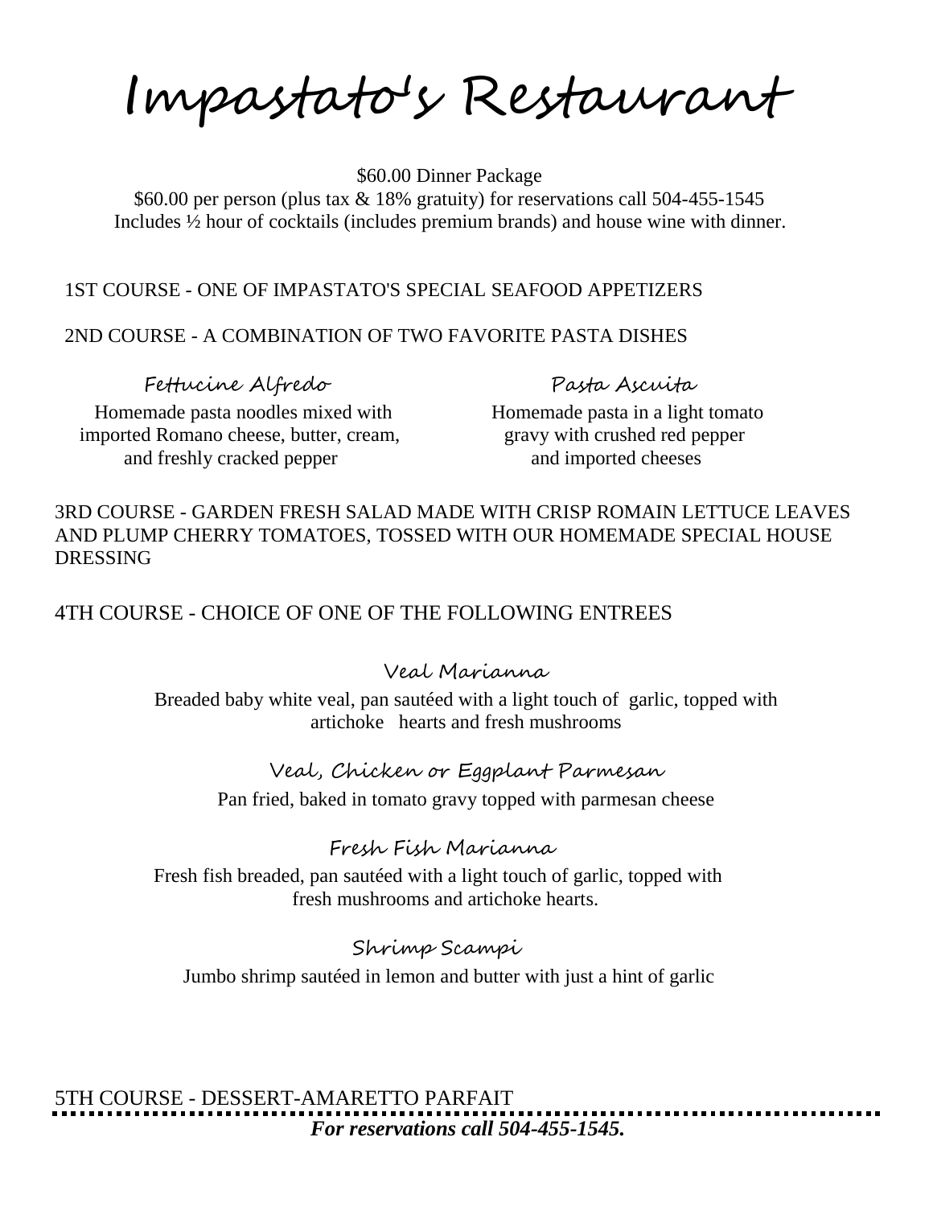# Impastato's Restaurant

$60.00 Dinner Package

$60.00 per person (plus tax & 18% gratuity) for reservations call 504-455-1545

Includes ½ hour of cocktails (includes premium brands) and house wine with dinner.

1ST COURSE - ONE OF IMPASTATO'S SPECIAL SEAFOOD APPETIZERS

2ND COURSE - A COMBINATION OF TWO FAVORITE PASTA DISHES

### Fettucine Alfredo

Homemade pasta noodles mixed with imported Romano cheese, butter, cream, and freshly cracked pepper

### Pasta Ascuita

Homemade pasta in a light tomato gravy with crushed red pepper and imported cheeses

3RD COURSE - GARDEN FRESH SALAD MADE WITH CRISP ROMAIN LETTUCE LEAVES AND PLUMP CHERRY TOMATOES, TOSSED WITH OUR HOMEMADE SPECIAL HOUSE DRESSING

4TH COURSE - CHOICE OF ONE OF THE FOLLOWING ENTREES

### Veal Marianna

Breaded baby white veal, pan sautéed with a light touch of garlic, topped with artichoke hearts and fresh mushrooms

### Veal, Chicken or Eggplant Parmesan

Pan fried, baked in tomato gravy topped with parmesan cheese

### Fresh Fish Marianna

Fresh fish breaded, pan sautéed with a light touch of garlic, topped with fresh mushrooms and artichoke hearts.

### Shrimp Scampi

Jumbo shrimp sautéed in lemon and butter with just a hint of garlic

5TH COURSE - DESSERT-AMARETTO PARFAIT

***For reservations call 504-455-1545.***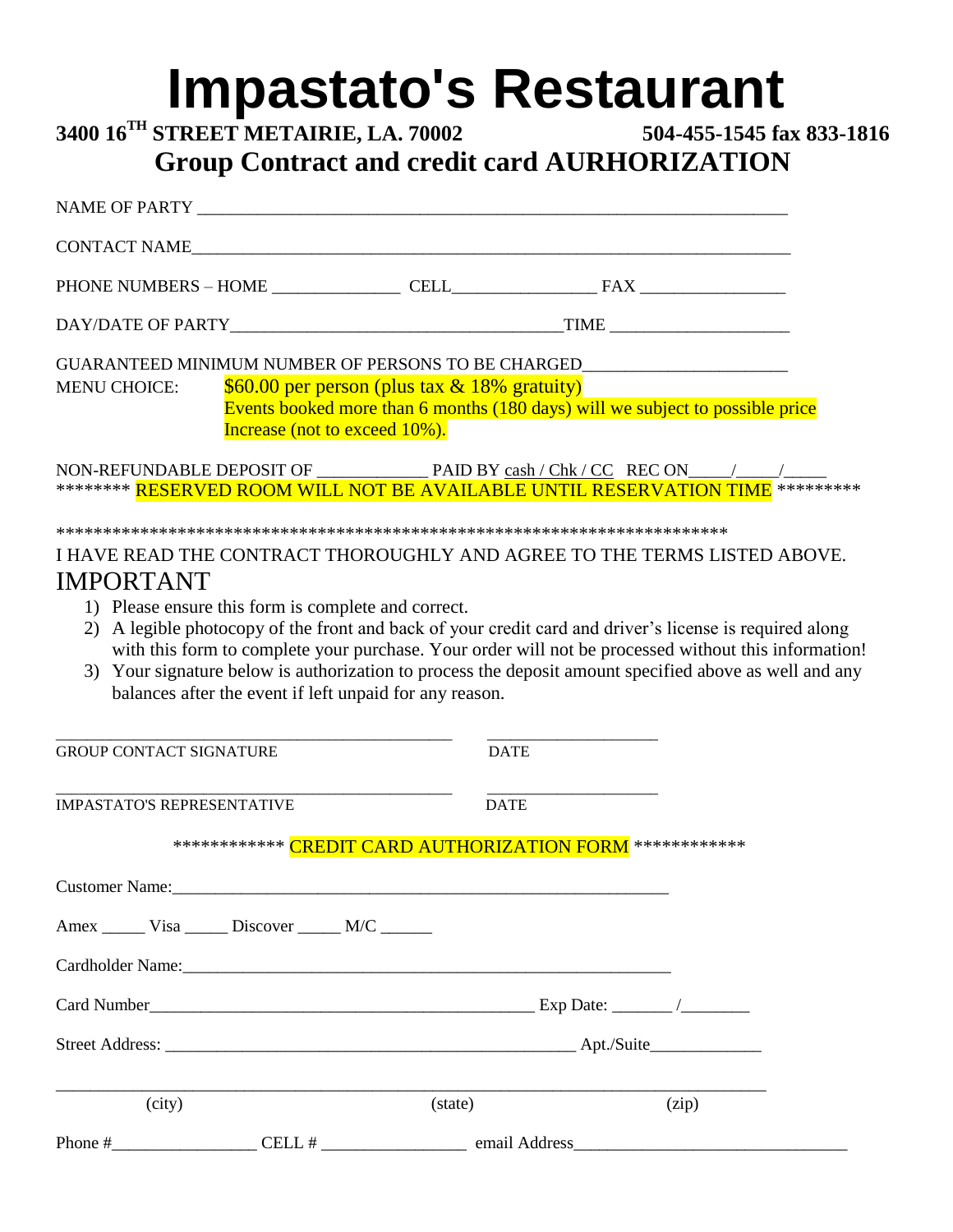# Impastato's Restaurant

**3400 16TH STREET METAIRIE, LA. 70002** **504-455-1545 fax 833-1816**

## Group Contract and credit card AURHORIZATION

NAME OF PARTY ____________________________________________________________________

CONTACT NAME____________________________________________________________________

PHONE NUMBERS – HOME ______________ CELL________________ FAX ________________

DAY/DATE OF PARTY______________________________________TIME ____________________

GUARANTEED MINIMUM NUMBER OF PERSONS TO BE CHARGED_______________________

MENU CHOICE: $60.00 per person (plus tax & 18% gratuity)
Events booked more than 6 months (180 days) will we subject to possible price Increase (not to exceed 10%).

NON-REFUNDABLE DEPOSIT OF ____________ PAID BY cash / Chk / CC REC ON_____/_____/_____

******** RESERVED ROOM WILL NOT BE AVAILABLE UNTIL RESERVATION TIME *********

************************************************************************

I HAVE READ THE CONTRACT THOROUGHLY AND AGREE TO THE TERMS LISTED ABOVE.

IMPORTANT

1) Please ensure this form is complete and correct.
2) A legible photocopy of the front and back of your credit card and driver's license is required along with this form to complete your purchase. Your order will not be processed without this information!
3) Your signature below is authorization to process the deposit amount specified above as well and any balances after the event if left unpaid for any reason.

_____________________________________________ ____________________

GROUP CONTACT SIGNATURE DATE

_____________________________________________ ____________________

IMPASTATO'S REPRESENTATIVE DATE

************ CREDIT CARD AUTHORIZATION FORM ************

Customer Name:___________________________________________________________

Amex _____ Visa _____ Discover _____ M/C ______

Cardholder Name:_________________________________________________________

Card Number____________________________________________ Exp Date: _______ /________

Street Address: _______________________________________________ Apt./Suite_____________

________________________________________________________________________________

(city) (state) (zip)

Phone #________________ CELL # ________________ email Address_______________________________